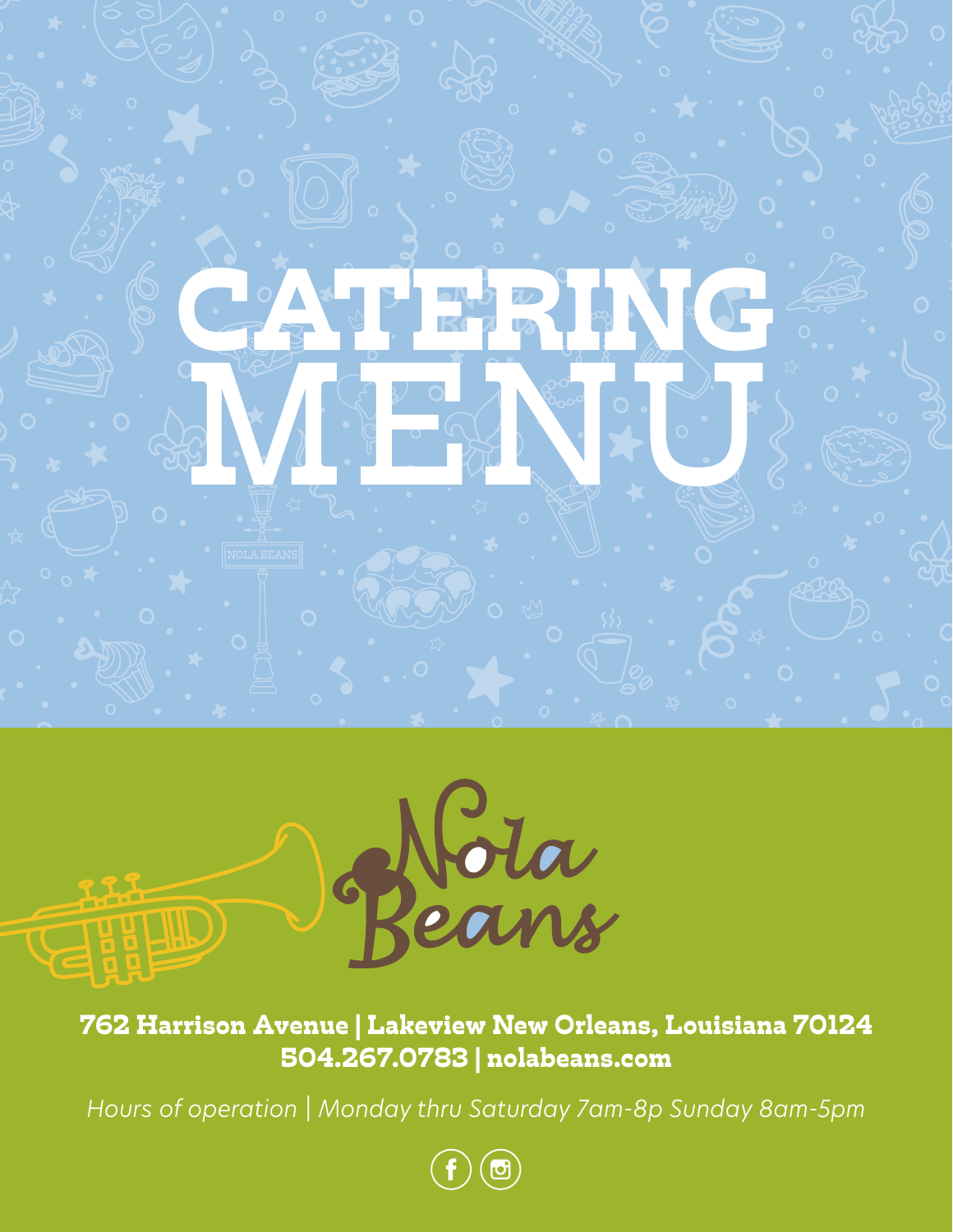# CATERING MENU

## Nola Beans

**762 Harrison Avenue | Lakeview New Orleans, Louisiana 70124**
**504.267.0783 | nolabeans.com**

*Hours of operation | Monday thru Saturday 7am-8p Sunday 8am-5pm*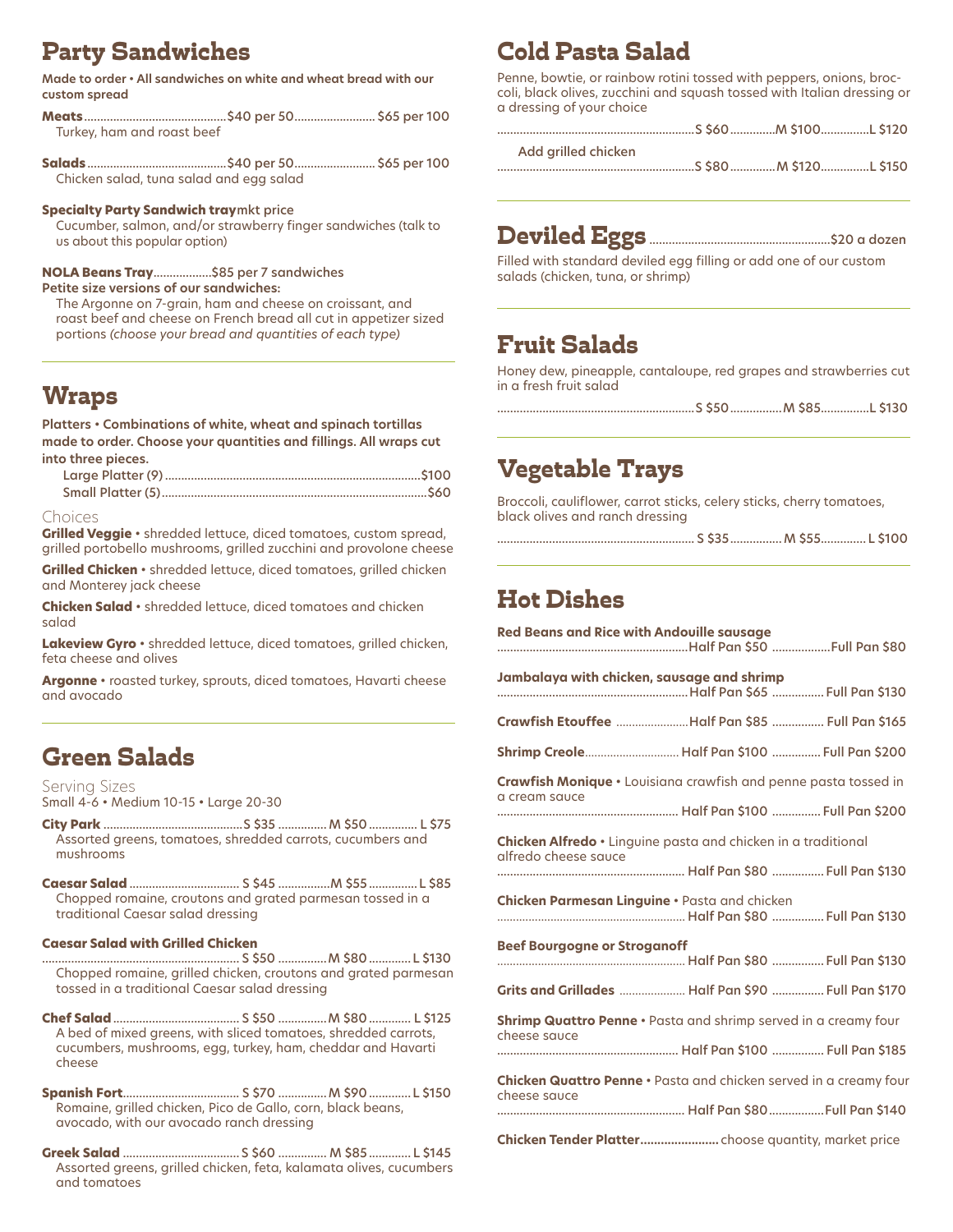## Party Sandwiches

**Made to order • All sandwiches on white and wheat bread with our custom spread**

**Meats** ............ $40 per 50 ............ $65 per 100
Turkey, ham and roast beef

**Salads** ............ $40 per 50 ............ $65 per 100
Chicken salad, tuna salad and egg salad

**Specialty Party Sandwich tray** mkt price
Cucumber, salmon, and/or strawberry finger sandwiches (talk to us about this popular option)

**NOLA Beans Tray** ............ $85 per 7 sandwiches
**Petite size versions of our sandwiches:**
The Argonne on 7-grain, ham and cheese on croissant, and roast beef and cheese on French bread all cut in appetizer sized portions *(choose your bread and quantities of each type)*

## Wraps

**Platters • Combinations of white, wheat and spinach tortillas made to order. Choose your quantities and fillings. All wraps cut into three pieces.**

Large Platter (9) ............ $100
Small Platter (5) ............ $60

Choices

**Grilled Veggie** • shredded lettuce, diced tomatoes, custom spread, grilled portobello mushrooms, grilled zucchini and provolone cheese

**Grilled Chicken** • shredded lettuce, diced tomatoes, grilled chicken and Monterey jack cheese

**Chicken Salad** • shredded lettuce, diced tomatoes and chicken salad

**Lakeview Gyro** • shredded lettuce, diced tomatoes, grilled chicken, feta cheese and olives

**Argonne** • roasted turkey, sprouts, diced tomatoes, Havarti cheese and avocado

## Green Salads

Serving Sizes
Small 4-6 • Medium 10-15 • Large 20-30

**City Park** ............ S $35 ............ M $50 ............ L $75
Assorted greens, tomatoes, shredded carrots, cucumbers and mushrooms

**Caesar Salad** ............ S $45 ............ M $55 ............ L $85
Chopped romaine, croutons and grated parmesan tossed in a traditional Caesar salad dressing

**Caesar Salad with Grilled Chicken**
............ S $50 ............ M $80 ............ L $130
Chopped romaine, grilled chicken, croutons and grated parmesan tossed in a traditional Caesar salad dressing

**Chef Salad** ............ S $50 ............ M $80 ............ L $125
A bed of mixed greens, with sliced tomatoes, shredded carrots, cucumbers, mushrooms, egg, turkey, ham, cheddar and Havarti cheese

**Spanish Fort** ............ S $70 ............ M $90 ............ L $150
Romaine, grilled chicken, Pico de Gallo, corn, black beans, avocado, with our avocado ranch dressing

**Greek Salad** ............ S $60 ............ M $85 ............ L $145
Assorted greens, grilled chicken, feta, kalamata olives, cucumbers and tomatoes

## Cold Pasta Salad

Penne, bowtie, or rainbow rotini tossed with peppers, onions, broccoli, black olives, zucchini and squash tossed with Italian dressing or a dressing of your choice

............ S $60 ............ M $100 ............ L $120

Add grilled chicken
............ S $80 ............ M $120 ............ L $150

## Deviled Eggs ............ $20 a dozen

Filled with standard deviled egg filling or add one of our custom salads (chicken, tuna, or shrimp)

## Fruit Salads

Honey dew, pineapple, cantaloupe, red grapes and strawberries cut in a fresh fruit salad

............ S $50 ............ M $85 ............ L $130

## Vegetable Trays

Broccoli, cauliflower, carrot sticks, celery sticks, cherry tomatoes, black olives and ranch dressing

............ S $35 ............ M $55 ............ L $100

## Hot Dishes

**Red Beans and Rice with Andouille sausage**
............ Half Pan $50 ............ Full Pan $80

**Jambalaya with chicken, sausage and shrimp**
............ Half Pan $65 ............ Full Pan $130

**Crawfish Etouffee** ............ Half Pan $85 ............ Full Pan $165

**Shrimp Creole** ............ Half Pan $100 ............ Full Pan $200

**Crawfish Monique** • Louisiana crawfish and penne pasta tossed in a cream sauce
............ Half Pan $100 ............ Full Pan $200

**Chicken Alfredo** • Linguine pasta and chicken in a traditional alfredo cheese sauce
............ Half Pan $80 ............ Full Pan $130

**Chicken Parmesan Linguine** • Pasta and chicken
............ Half Pan $80 ............ Full Pan $130

**Beef Bourgogne or Stroganoff**
............ Half Pan $80 ............ Full Pan $130

**Grits and Grillades** ............ Half Pan $90 ............ Full Pan $170

**Shrimp Quattro Penne** • Pasta and shrimp served in a creamy four cheese sauce
............ Half Pan $100 ............ Full Pan $185

**Chicken Quattro Penne** • Pasta and chicken served in a creamy four cheese sauce
............ Half Pan $80 ............ Full Pan $140

**Chicken Tender Platter** ............ choose quantity, market price